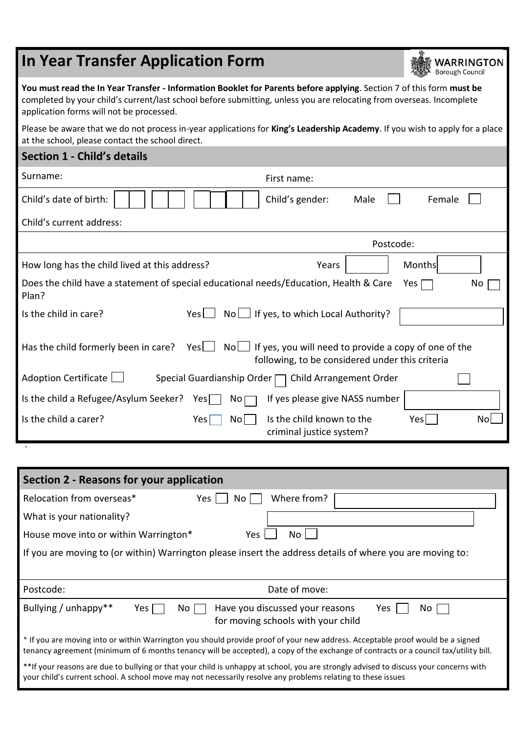# In Year Transfer Application Form

WARRINGTON Borough Council

**You must read the In Year Transfer - Information Booklet for Parents before applying**. Section 7 of this form **must be** completed by your child's current/last school before submitting, unless you are relocating from overseas. Incomplete application forms will not be processed.

Please be aware that we do not process in-year applications for **King's Leadership Academy**. If you wish to apply for a place at the school, please contact the school direct.

## Section 1 - Child's details

Surname: First name:

Child's date of birth: ☐☐ ☐☐ ☐☐☐☐ Child's gender: Male ☐ Female ☐

Child's current address:

Postcode:

How long has the child lived at this address? Years ☐ Months ☐

Does the child have a statement of special educational needs/Education, Health & Care Plan? Yes ☐ No ☐

Is the child in care? Yes ☐ No ☐ If yes, to which Local Authority? ☐

Has the child formerly been in care? Yes ☐ No ☐ If yes, you will need to provide a copy of one of the following, to be considered under this criteria

Adoption Certificate ☐ Special Guardianship Order ☐ Child Arrangement Order ☐

Is the child a Refugee/Asylum Seeker? Yes ☐ No ☐ If yes please give NASS number ☐

Is the child a carer? Yes ☐ No ☐ Is the child known to the criminal justice system? Yes ☐ No ☐

## Section 2 - Reasons for your application

Relocation from overseas* Yes ☐ No ☐ Where from? ☐

What is your nationality? ☐

House move into or within Warrington* Yes ☐ No ☐

If you are moving to (or within) Warrington please insert the address details of where you are moving to:

Postcode: Date of move:

Bullying / unhappy** Yes ☐ No ☐ Have you discussed your reasons for moving schools with your child Yes ☐ No ☐

\* If you are moving into or within Warrington you should provide proof of your new address. Acceptable proof would be a signed tenancy agreement (minimum of 6 months tenancy will be accepted), a copy of the exchange of contracts or a council tax/utility bill.

**If your reasons are due to bullying or that your child is unhappy at school, you are strongly advised to discuss your concerns with your child's current school. A school move may not necessarily resolve any problems relating to these issues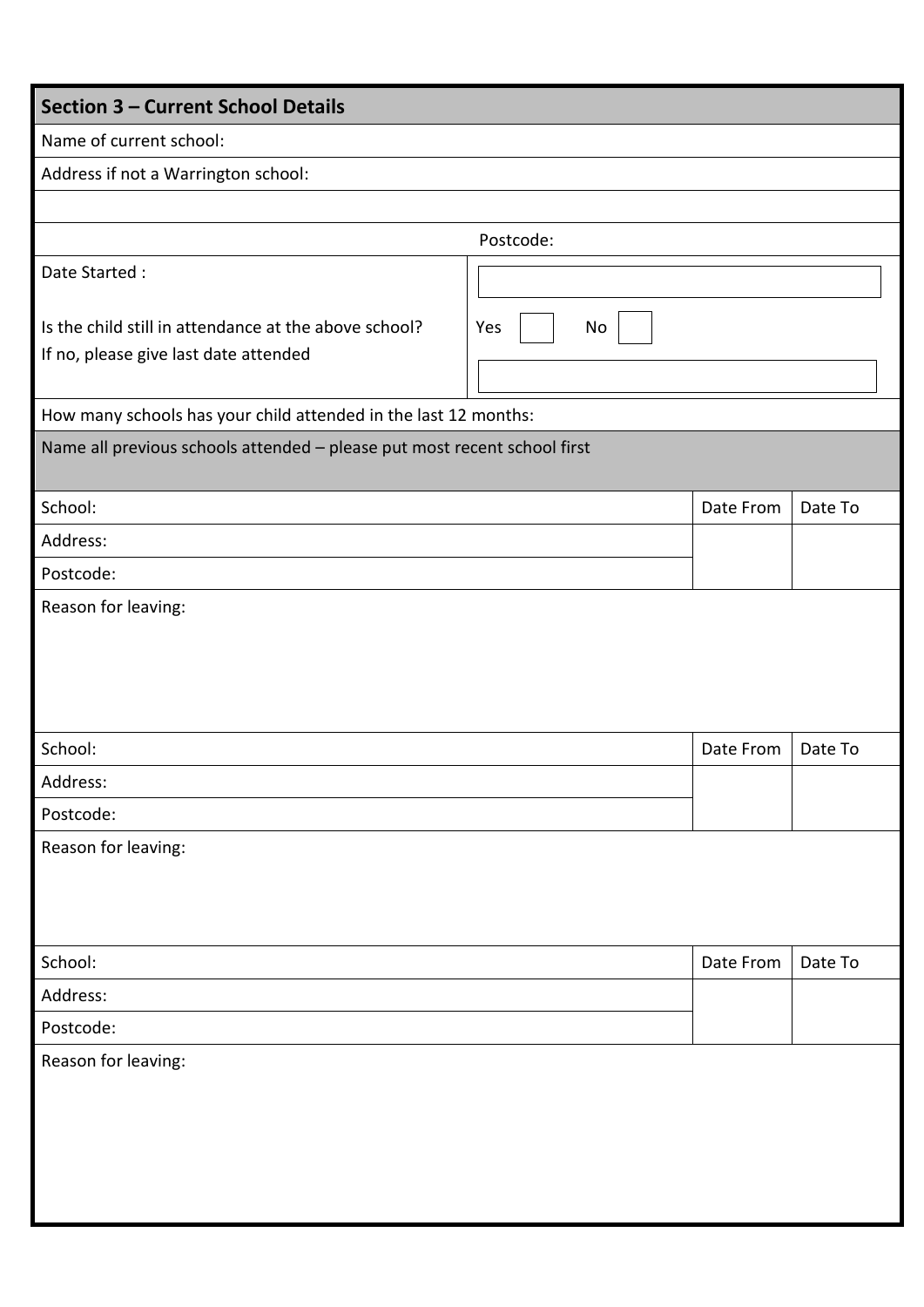## Section 3 – Current School Details

| | |
|---|---|
| Name of current school: | |
| Address if not a Warrington school: | |
| | |
| | Postcode: |
| Date Started : | |
| Is the child still in attendance at the above school? If no, please give last date attended | Yes ☐ No ☐ |
| How many schools has your child attended in the last 12 months: | |

**Name all previous schools attended – please put most recent school first**

| School: | Date From | Date To |
|---|---|---|
| Address: | | |
| Postcode: | | |
| Reason for leaving: | | |

| School: | Date From | Date To |
|---|---|---|
| Address: | | |
| Postcode: | | |
| Reason for leaving: | | |

| School: | Date From | Date To |
|---|---|---|
| Address: | | |
| Postcode: | | |
| Reason for leaving: | | |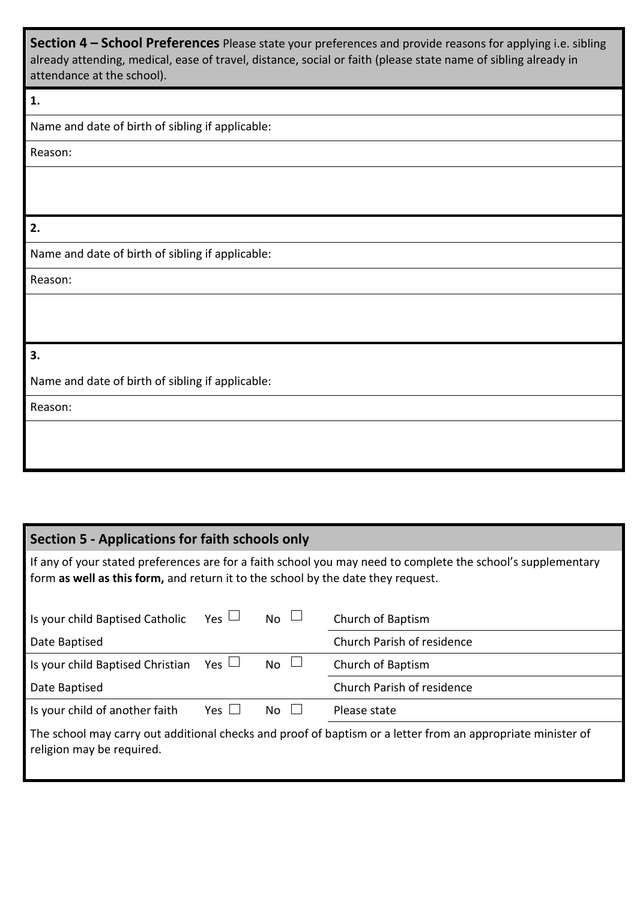**Section 4 – School Preferences** Please state your preferences and provide reasons for applying i.e. sibling already attending, medical, ease of travel, distance, social or faith (please state name of sibling already in attendance at the school).

**1.**

Name and date of birth of sibling if applicable:

Reason:

**2.**

Name and date of birth of sibling if applicable:

Reason:

**3.**

Name and date of birth of sibling if applicable:

Reason:

## Section 5 - Applications for faith schools only

If any of your stated preferences are for a faith school you may need to complete the school's supplementary form **as well as this form,** and return it to the school by the date they request.

| | | | |
|---|---|---|---|
| Is your child Baptised Catholic | Yes ☐ | No ☐ | Church of Baptism |
| Date Baptised | | | Church Parish of residence |
| Is your child Baptised Christian | Yes ☐ | No ☐ | Church of Baptism |
| Date Baptised | | | Church Parish of residence |
| Is your child of another faith | Yes ☐ | No ☐ | Please state |

The school may carry out additional checks and proof of baptism or a letter from an appropriate minister of religion may be required.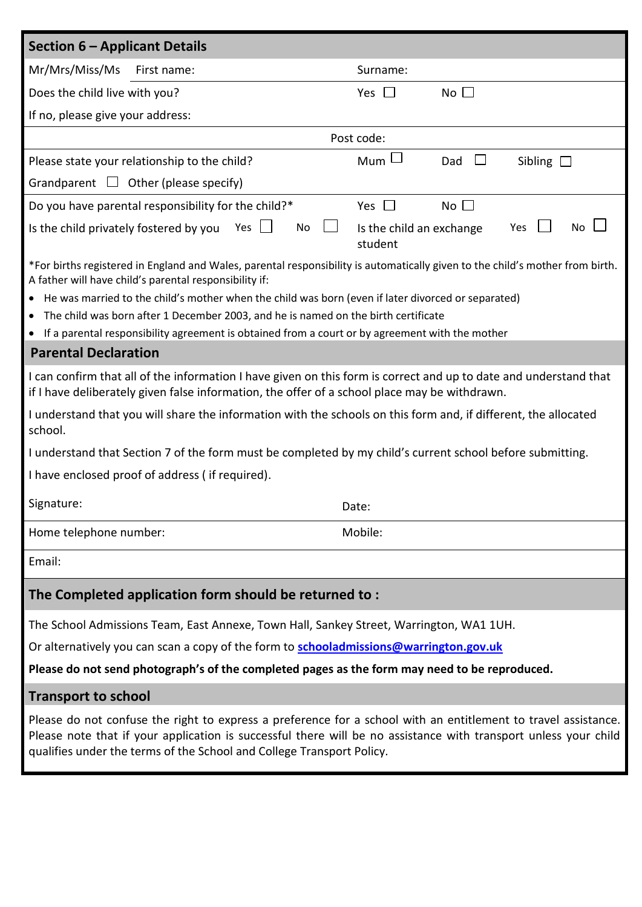## Section 6 – Applicant Details

Mr/Mrs/Miss/Ms First name: Surname:

Does the child live with you? Yes ☐ No ☐

If no, please give your address:

Post code:

Please state your relationship to the child? Mum ☐ Dad ☐ Sibling ☐

Grandparent ☐ Other (please specify)

Do you have parental responsibility for the child?* Yes ☐ No ☐

Is the child privately fostered by you Yes ☐ No ☐ Is the child an exchange student Yes ☐ No ☐

*For births registered in England and Wales, parental responsibility is automatically given to the child's mother from birth. A father will have child's parental responsibility if:

- He was married to the child's mother when the child was born (even if later divorced or separated)
- The child was born after 1 December 2003, and he is named on the birth certificate
- If a parental responsibility agreement is obtained from a court or by agreement with the mother

## Parental Declaration

I can confirm that all of the information I have given on this form is correct and up to date and understand that if I have deliberately given false information, the offer of a school place may be withdrawn.

I understand that you will share the information with the schools on this form and, if different, the allocated school.

I understand that Section 7 of the form must be completed by my child's current school before submitting.

I have enclosed proof of address ( if required).

Signature: Date:

Home telephone number: Mobile:

Email:

## The Completed application form should be returned to :

The School Admissions Team, East Annexe, Town Hall, Sankey Street, Warrington, WA1 1UH.

Or alternatively you can scan a copy of the form to **schooladmissions@warrington.gov.uk**

**Please do not send photograph's of the completed pages as the form may need to be reproduced.**

## Transport to school

Please do not confuse the right to express a preference for a school with an entitlement to travel assistance. Please note that if your application is successful there will be no assistance with transport unless your child qualifies under the terms of the School and College Transport Policy.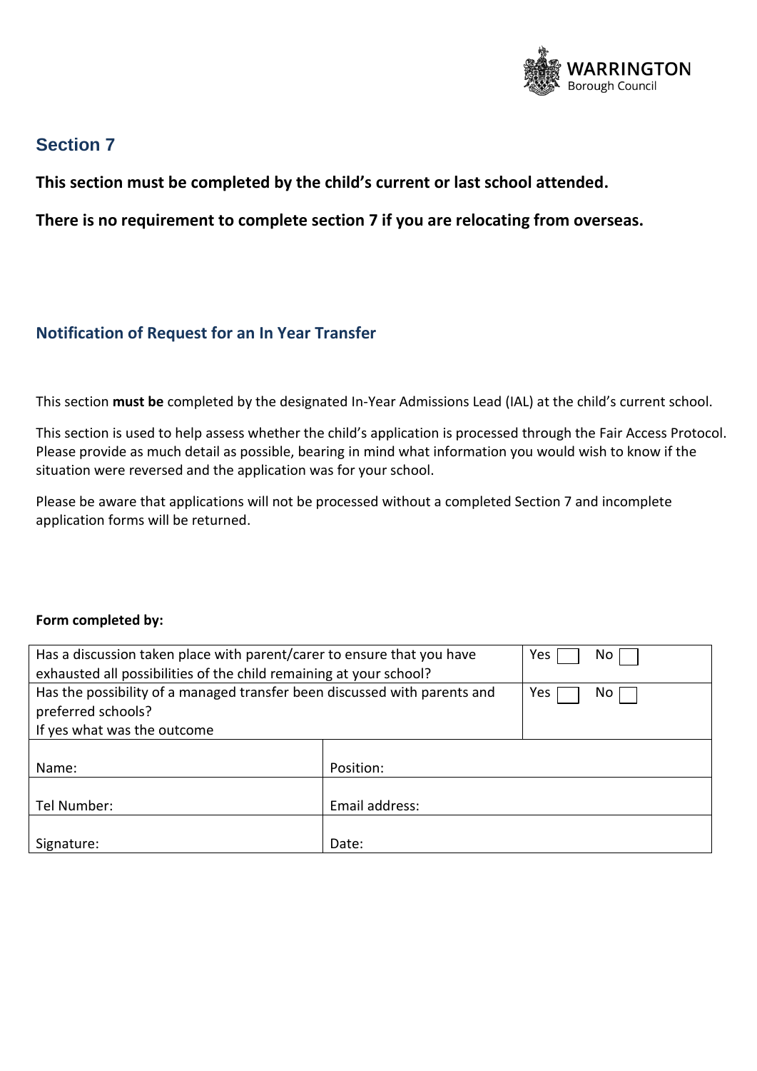## Section 7

**This section must be completed by the child's current or last school attended.**

**There is no requirement to complete section 7 if you are relocating from overseas.**

### Notification of Request for an In Year Transfer

This section **must be** completed by the designated In-Year Admissions Lead (IAL) at the child's current school.

This section is used to help assess whether the child's application is processed through the Fair Access Protocol. Please provide as much detail as possible, bearing in mind what information you would wish to know if the situation were reversed and the application was for your school.

Please be aware that applications will not be processed without a completed Section 7 and incomplete application forms will be returned.

**Form completed by:**

| | | |
|---|---|---|
| Has a discussion taken place with parent/carer to ensure that you have exhausted all possibilities of the child remaining at your school? | | Yes ☐ No ☐ |
| Has the possibility of a managed transfer been discussed with parents and preferred schools?<br>If yes what was the outcome | | Yes ☐ No ☐ |
| Name: | Position: | |
| Tel Number: | Email address: | |
| Signature: | Date: | |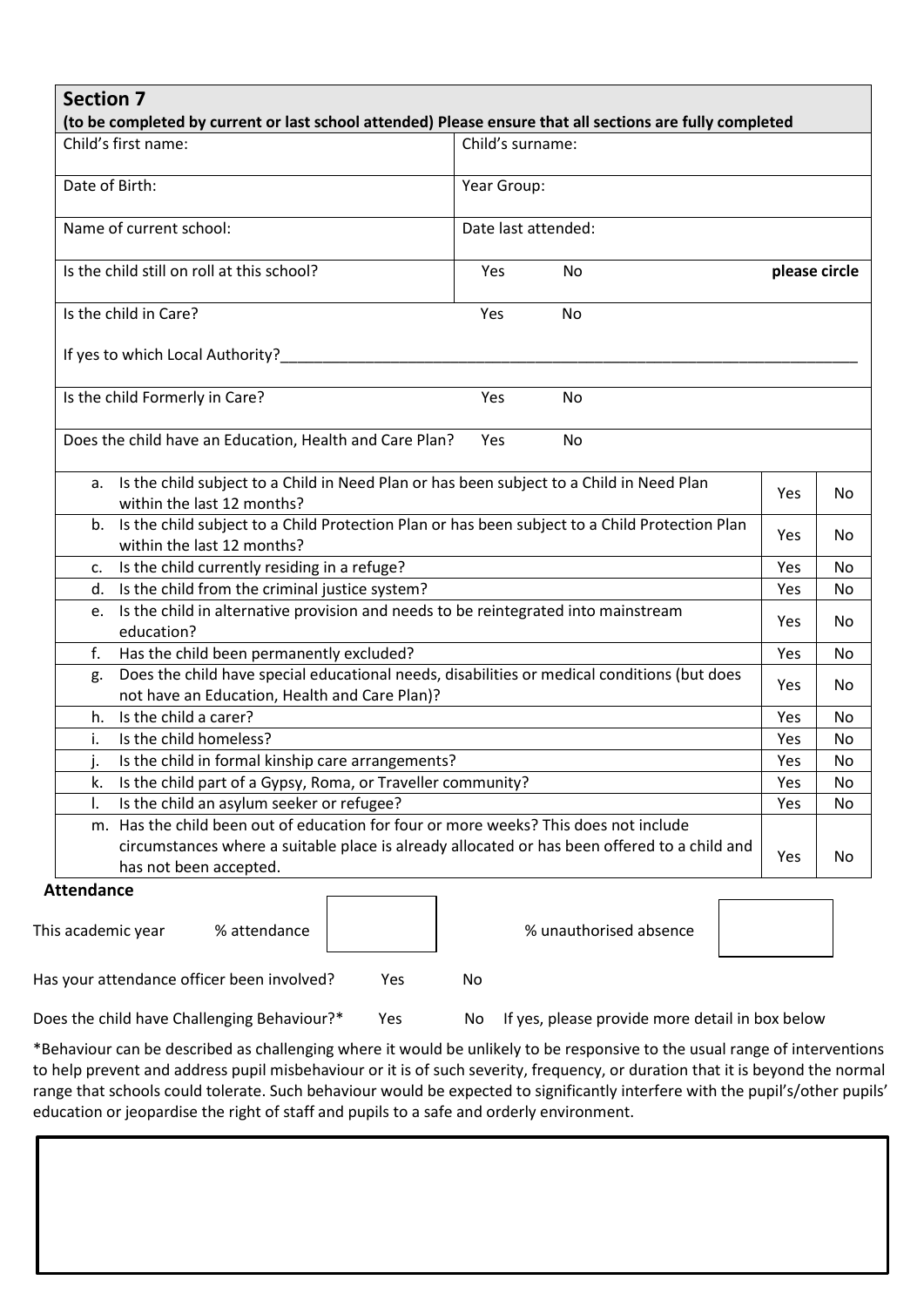## Section 7

**(to be completed by current or last school attended) Please ensure that all sections are fully completed**

| | | | |
|---|---|---|---|
| Child's first name: | Child's surname: | | |
| Date of Birth: | Year Group: | | |
| Name of current school: | Date last attended: | | |
| Is the child still on roll at this school? | Yes | No | **please circle** |
| Is the child in Care? | Yes | No | |
| If yes to which Local Authority?___________________________________ | | | |
| Is the child Formerly in Care? | Yes | No | |
| Does the child have an Education, Health and Care Plan? | Yes | No | |

| | | |
|---|---|---|
| a. Is the child subject to a Child in Need Plan or has been subject to a Child in Need Plan within the last 12 months? | Yes | No |
| b. Is the child subject to a Child Protection Plan or has been subject to a Child Protection Plan within the last 12 months? | Yes | No |
| c. Is the child currently residing in a refuge? | Yes | No |
| d. Is the child from the criminal justice system? | Yes | No |
| e. Is the child in alternative provision and needs to be reintegrated into mainstream education? | Yes | No |
| f. Has the child been permanently excluded? | Yes | No |
| g. Does the child have special educational needs, disabilities or medical conditions (but does not have an Education, Health and Care Plan)? | Yes | No |
| h. Is the child a carer? | Yes | No |
| i. Is the child homeless? | Yes | No |
| j. Is the child in formal kinship care arrangements? | Yes | No |
| k. Is the child part of a Gypsy, Roma, or Traveller community? | Yes | No |
| l. Is the child an asylum seeker or refugee? | Yes | No |
| m. Has the child been out of education for four or more weeks? This does not include circumstances where a suitable place is already allocated or has been offered to a child and has not been accepted. | Yes | No |

**Attendance**

This academic year % attendance [ ] % unauthorised absence [ ]

Has your attendance officer been involved? Yes No

Does the child have Challenging Behaviour?* Yes No If yes, please provide more detail in box below

*Behaviour can be described as challenging where it would be unlikely to be responsive to the usual range of interventions to help prevent and address pupil misbehaviour or it is of such severity, frequency, or duration that it is beyond the normal range that schools could tolerate. Such behaviour would be expected to significantly interfere with the pupil's/other pupils' education or jeopardise the right of staff and pupils to a safe and orderly environment.